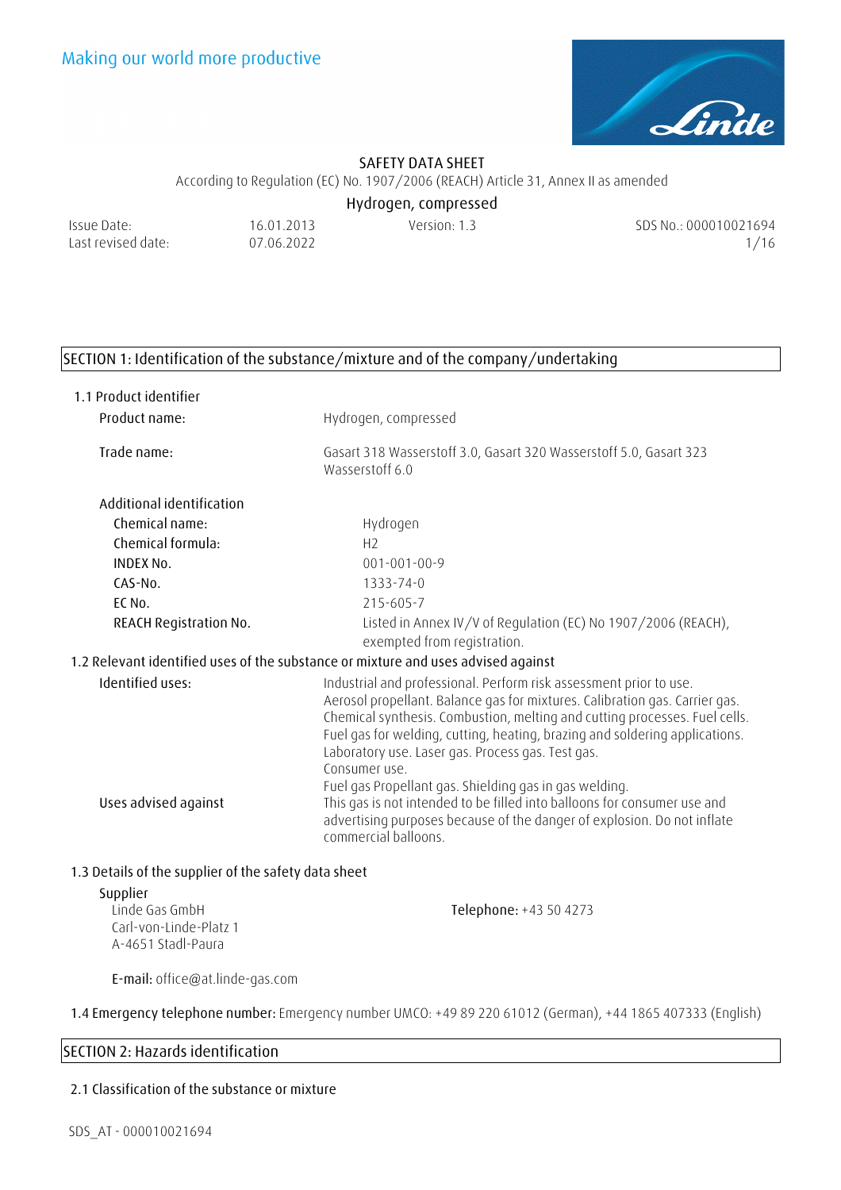Making our world more productive

# SAFETY DATA SHEET

According to Regulation (EC) No. 1907/2006 (REACH) Article 31, Annex II as amended

## Hydrogen, compressed

| Issue Date: | 16.01.2013 | Version: 1.3 | SDS No.: 000010021694 |
|---|---|---|---|
| Last revised date: | 07.06.2022 | | |

## SECTION 1: Identification of the substance/mixture and of the company/undertaking

### 1.1 Product identifier

| | |
|---|---|
| Product name: | Hydrogen, compressed |
| Trade name: | Gasart 318 Wasserstoff 3.0, Gasart 320 Wasserstoff 5.0, Gasart 323 Wasserstoff 6.0 |

**Additional identification**

| | |
|---|---|
| Chemical name: | Hydrogen |
| Chemical formula: | $H_2$ |
| INDEX No. | 001-001-00-9 |
| CAS-No. | 1333-74-0 |
| EC No. | 215-605-7 |
| REACH Registration No. | Listed in Annex IV/V of Regulation (EC) No 1907/2006 (REACH), exempted from registration. |

### 1.2 Relevant identified uses of the substance or mixture and uses advised against

| | |
|---|---|
| Identified uses: | Industrial and professional. Perform risk assessment prior to use. Aerosol propellant. Balance gas for mixtures. Calibration gas. Carrier gas. Chemical synthesis. Combustion, melting and cutting processes. Fuel cells. Fuel gas for welding, cutting, heating, brazing and soldering applications. Laboratory use. Laser gas. Process gas. Test gas. Consumer use. Fuel gas Propellant gas. Shielding gas in gas welding. |
| Uses advised against | This gas is not intended to be filled into balloons for consumer use and advertising purposes because of the danger of explosion. Do not inflate commercial balloons. |

### 1.3 Details of the supplier of the safety data sheet

**Supplier**
Linde Gas GmbH
Carl-von-Linde-Platz 1
A-4651 Stadl-Paura

**Telephone:** +43 50 4273

**E-mail:** office@at.linde-gas.com

### 1.4 Emergency telephone number: Emergency number UMCO: +49 89 220 61012 (German), +44 1865 407333 (English)

## SECTION 2: Hazards identification

### 2.1 Classification of the substance or mixture

SDS_AT - 000010021694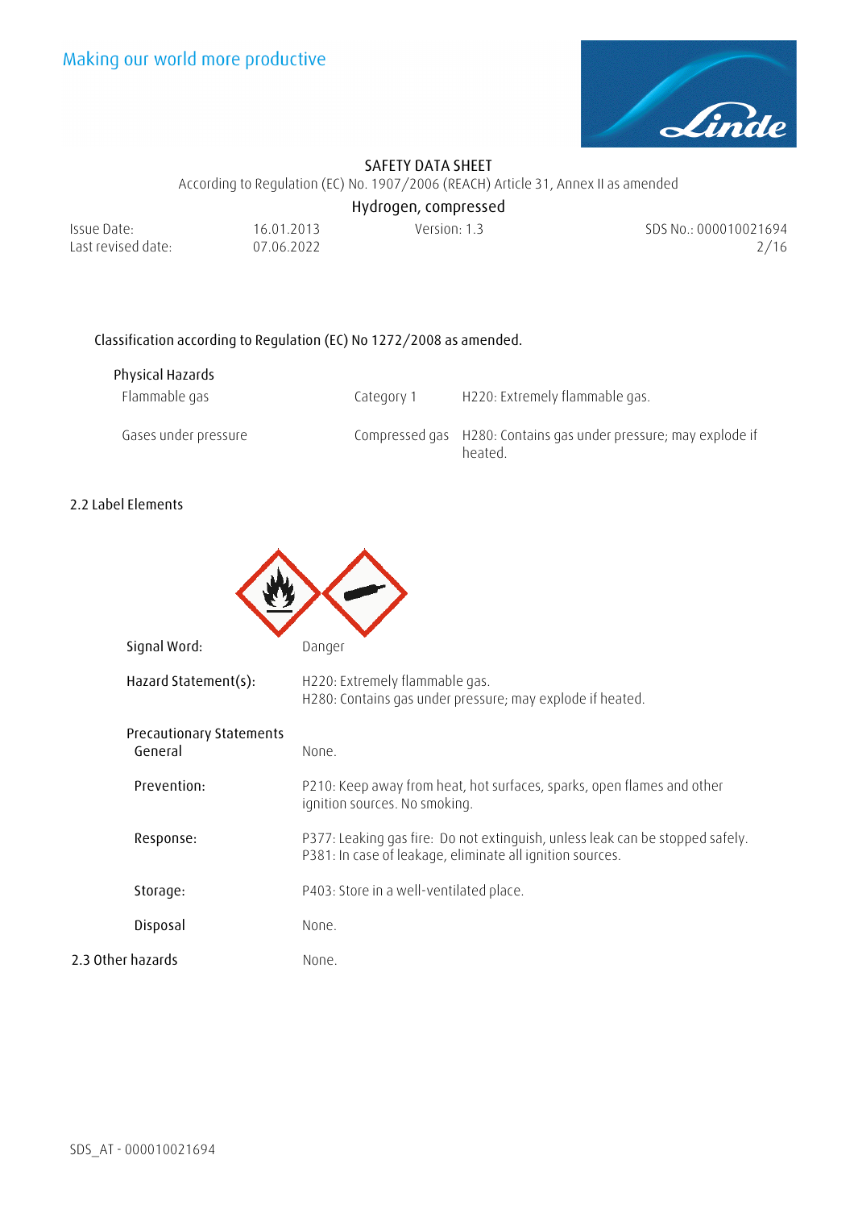Classification according to Regulation (EC) No 1272/2008 as amended.

**Physical Hazards**

| | | |
|---|---|---|
| Flammable gas | Category 1 | H220: Extremely flammable gas. |
| Gases under pressure | Compressed gas | H280: Contains gas under pressure; may explode if heated. |

## 2.2 Label Elements

| | |
|---|---|
| Signal Word: | Danger |
| Hazard Statement(s): | H220: Extremely flammable gas.<br>H280: Contains gas under pressure; may explode if heated. |
| **Precautionary Statements** | |
| General | None. |
| Prevention: | P210: Keep away from heat, hot surfaces, sparks, open flames and other ignition sources. No smoking. |
| Response: | P377: Leaking gas fire: Do not extinguish, unless leak can be stopped safely.<br>P381: In case of leakage, eliminate all ignition sources. |
| Storage: | P403: Store in a well-ventilated place. |
| Disposal | None. |

## 2.3 Other hazards

None.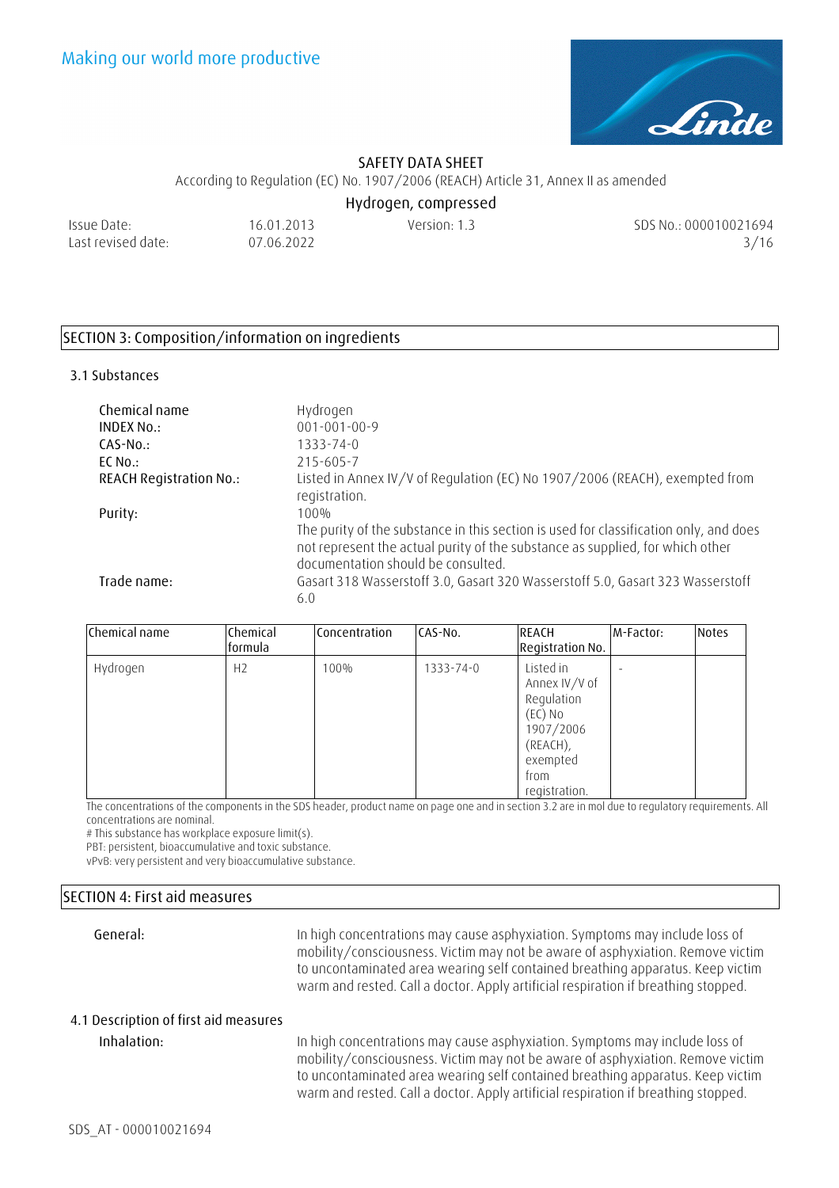## SECTION 3: Composition/information on ingredients

### 3.1 Substances

| | |
|---|---|
| Chemical name | Hydrogen |
| INDEX No.: | 001-001-00-9 |
| CAS-No.: | 1333-74-0 |
| EC No.: | 215-605-7 |
| REACH Registration No.: | Listed in Annex IV/V of Regulation (EC) No 1907/2006 (REACH), exempted from registration. |
| Purity: | 100% <br> The purity of the substance in this section is used for classification only, and does not represent the actual purity of the substance as supplied, for which other documentation should be consulted. |
| Trade name: | Gasart 318 Wasserstoff 3.0, Gasart 320 Wasserstoff 5.0, Gasart 323 Wasserstoff 6.0 |

| Chemical name | Chemical formula | Concentration | CAS-No. | REACH Registration No. | M-Factor: | Notes |
|---|---|---|---|---|---|---|
| Hydrogen | $H_2$ | 100% | 1333-74-0 | Listed in Annex IV/V of Regulation (EC) No 1907/2006 (REACH), exempted from registration. | - | |

The concentrations of the components in the SDS header, product name on page one and in section 3.2 are in mol due to regulatory requirements. All concentrations are nominal.
# This substance has workplace exposure limit(s).
PBT: persistent, bioaccumulative and toxic substance.
vPvB: very persistent and very bioaccumulative substance.

## SECTION 4: First aid measures

**General:** In high concentrations may cause asphyxiation. Symptoms may include loss of mobility/consciousness. Victim may not be aware of asphyxiation. Remove victim to uncontaminated area wearing self contained breathing apparatus. Keep victim warm and rested. Call a doctor. Apply artificial respiration if breathing stopped.

### 4.1 Description of first aid measures

**Inhalation:** In high concentrations may cause asphyxiation. Symptoms may include loss of mobility/consciousness. Victim may not be aware of asphyxiation. Remove victim to uncontaminated area wearing self contained breathing apparatus. Keep victim warm and rested. Call a doctor. Apply artificial respiration if breathing stopped.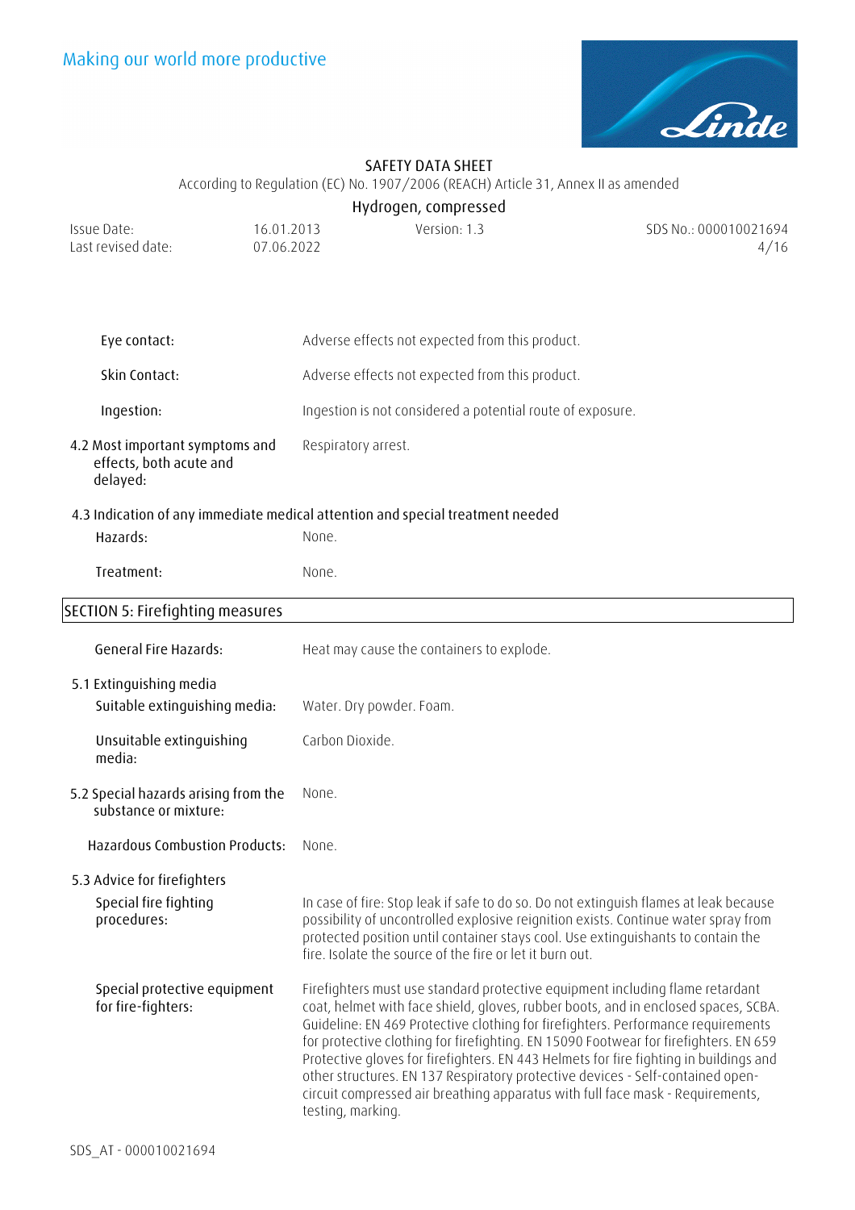**Eye contact:** Adverse effects not expected from this product.

**Skin Contact:** Adverse effects not expected from this product.

**Ingestion:** Ingestion is not considered a potential route of exposure.

**4.2 Most important symptoms and effects, both acute and delayed:** Respiratory arrest.

**4.3 Indication of any immediate medical attention and special treatment needed**

**Hazards:** None.

**Treatment:** None.

## SECTION 5: Firefighting measures

**General Fire Hazards:** Heat may cause the containers to explode.

**5.1 Extinguishing media**

**Suitable extinguishing media:** Water. Dry powder. Foam.

**Unsuitable extinguishing media:** Carbon Dioxide.

**5.2 Special hazards arising from the substance or mixture:** None.

**Hazardous Combustion Products:** None.

**5.3 Advice for firefighters**

**Special fire fighting procedures:** In case of fire: Stop leak if safe to do so. Do not extinguish flames at leak because possibility of uncontrolled explosive reignition exists. Continue water spray from protected position until container stays cool. Use extinguishants to contain the fire. Isolate the source of the fire or let it burn out.

**Special protective equipment for fire-fighters:** Firefighters must use standard protective equipment including flame retardant coat, helmet with face shield, gloves, rubber boots, and in enclosed spaces, SCBA. Guideline: EN 469 Protective clothing for firefighters. Performance requirements for protective clothing for firefighting. EN 15090 Footwear for firefighters. EN 659 Protective gloves for firefighters. EN 443 Helmets for fire fighting in buildings and other structures. EN 137 Respiratory protective devices - Self-contained open-circuit compressed air breathing apparatus with full face mask - Requirements, testing, marking.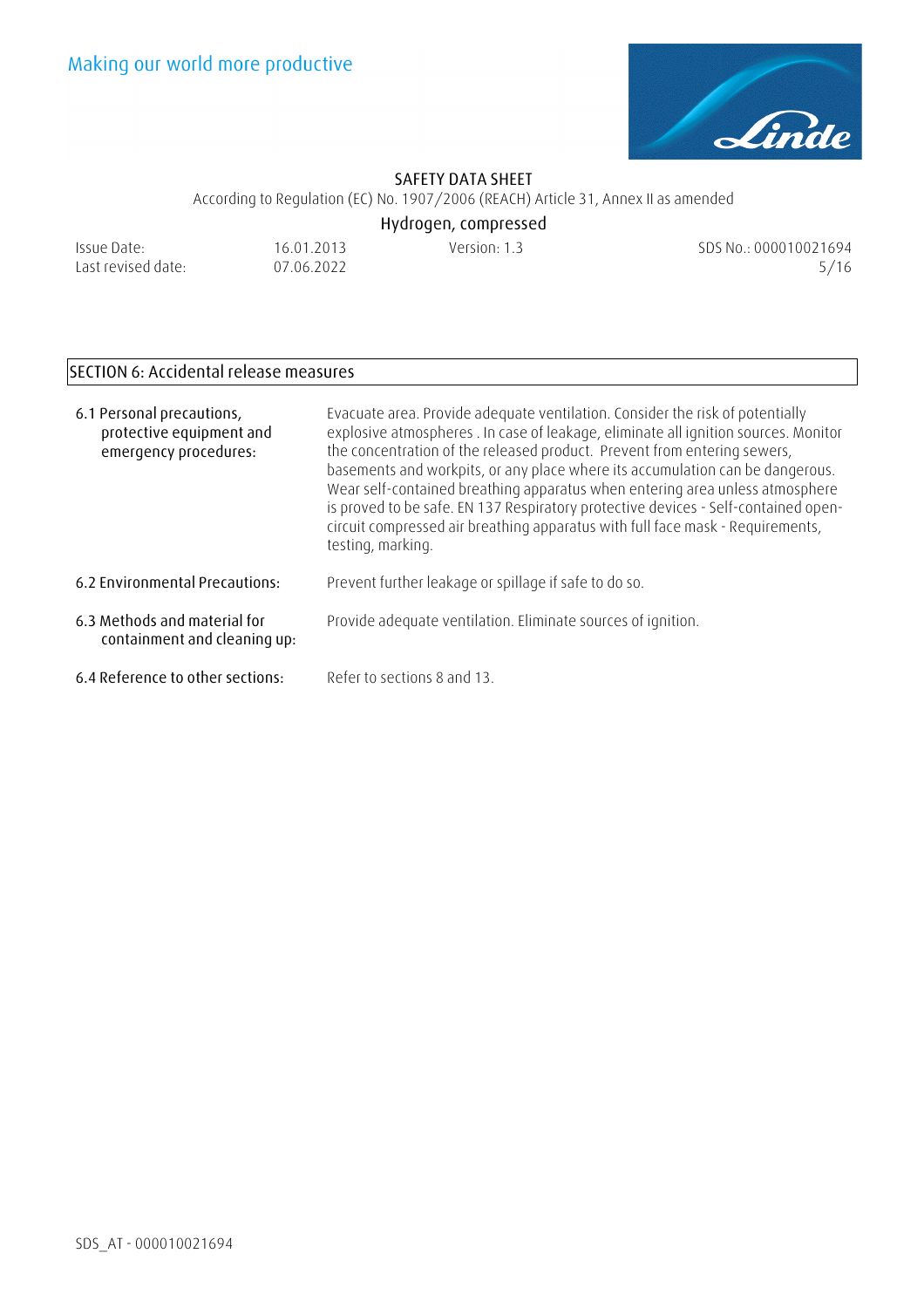## SECTION 6: Accidental release measures

| | |
|---|---|
| 6.1 Personal precautions, protective equipment and emergency procedures: | Evacuate area. Provide adequate ventilation. Consider the risk of potentially explosive atmospheres . In case of leakage, eliminate all ignition sources. Monitor the concentration of the released product. Prevent from entering sewers, basements and workpits, or any place where its accumulation can be dangerous. Wear self-contained breathing apparatus when entering area unless atmosphere is proved to be safe. EN 137 Respiratory protective devices - Self-contained open-circuit compressed air breathing apparatus with full face mask - Requirements, testing, marking. |
| 6.2 Environmental Precautions: | Prevent further leakage or spillage if safe to do so. |
| 6.3 Methods and material for containment and cleaning up: | Provide adequate ventilation. Eliminate sources of ignition. |
| 6.4 Reference to other sections: | Refer to sections 8 and 13. |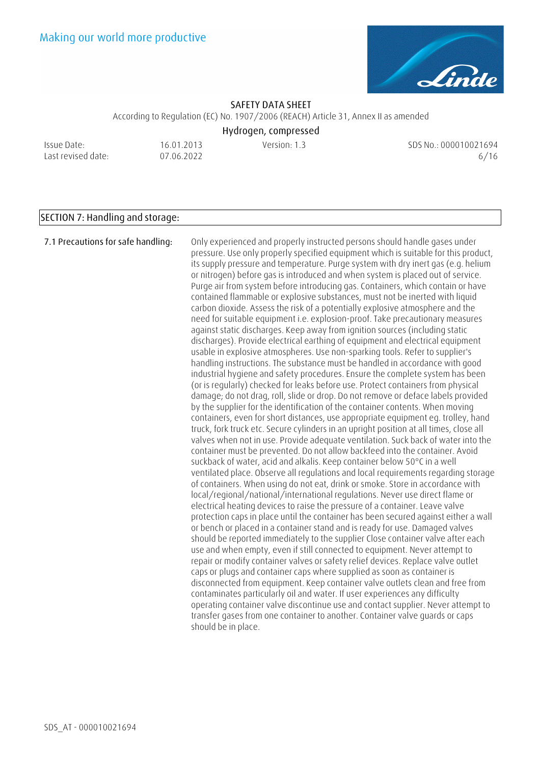## SECTION 7: Handling and storage:

**7.1 Precautions for safe handling:**

Only experienced and properly instructed persons should handle gases under pressure. Use only properly specified equipment which is suitable for this product, its supply pressure and temperature. Purge system with dry inert gas (e.g. helium or nitrogen) before gas is introduced and when system is placed out of service. Purge air from system before introducing gas. Containers, which contain or have contained flammable or explosive substances, must not be inerted with liquid carbon dioxide. Assess the risk of a potentially explosive atmosphere and the need for suitable equipment i.e. explosion-proof. Take precautionary measures against static discharges. Keep away from ignition sources (including static discharges). Provide electrical earthing of equipment and electrical equipment usable in explosive atmospheres. Use non-sparking tools. Refer to supplier's handling instructions. The substance must be handled in accordance with good industrial hygiene and safety procedures. Ensure the complete system has been (or is regularly) checked for leaks before use. Protect containers from physical damage; do not drag, roll, slide or drop. Do not remove or deface labels provided by the supplier for the identification of the container contents. When moving containers, even for short distances, use appropriate equipment eg. trolley, hand truck, fork truck etc. Secure cylinders in an upright position at all times, close all valves when not in use. Provide adequate ventilation. Suck back of water into the container must be prevented. Do not allow backfeed into the container. Avoid suckback of water, acid and alkalis. Keep container below 50°C in a well ventilated place. Observe all regulations and local requirements regarding storage of containers. When using do not eat, drink or smoke. Store in accordance with local/regional/national/international regulations. Never use direct flame or electrical heating devices to raise the pressure of a container. Leave valve protection caps in place until the container has been secured against either a wall or bench or placed in a container stand and is ready for use. Damaged valves should be reported immediately to the supplier Close container valve after each use and when empty, even if still connected to equipment. Never attempt to repair or modify container valves or safety relief devices. Replace valve outlet caps or plugs and container caps where supplied as soon as container is disconnected from equipment. Keep container valve outlets clean and free from contaminates particularly oil and water. If user experiences any difficulty operating container valve discontinue use and contact supplier. Never attempt to transfer gases from one container to another. Container valve guards or caps should be in place.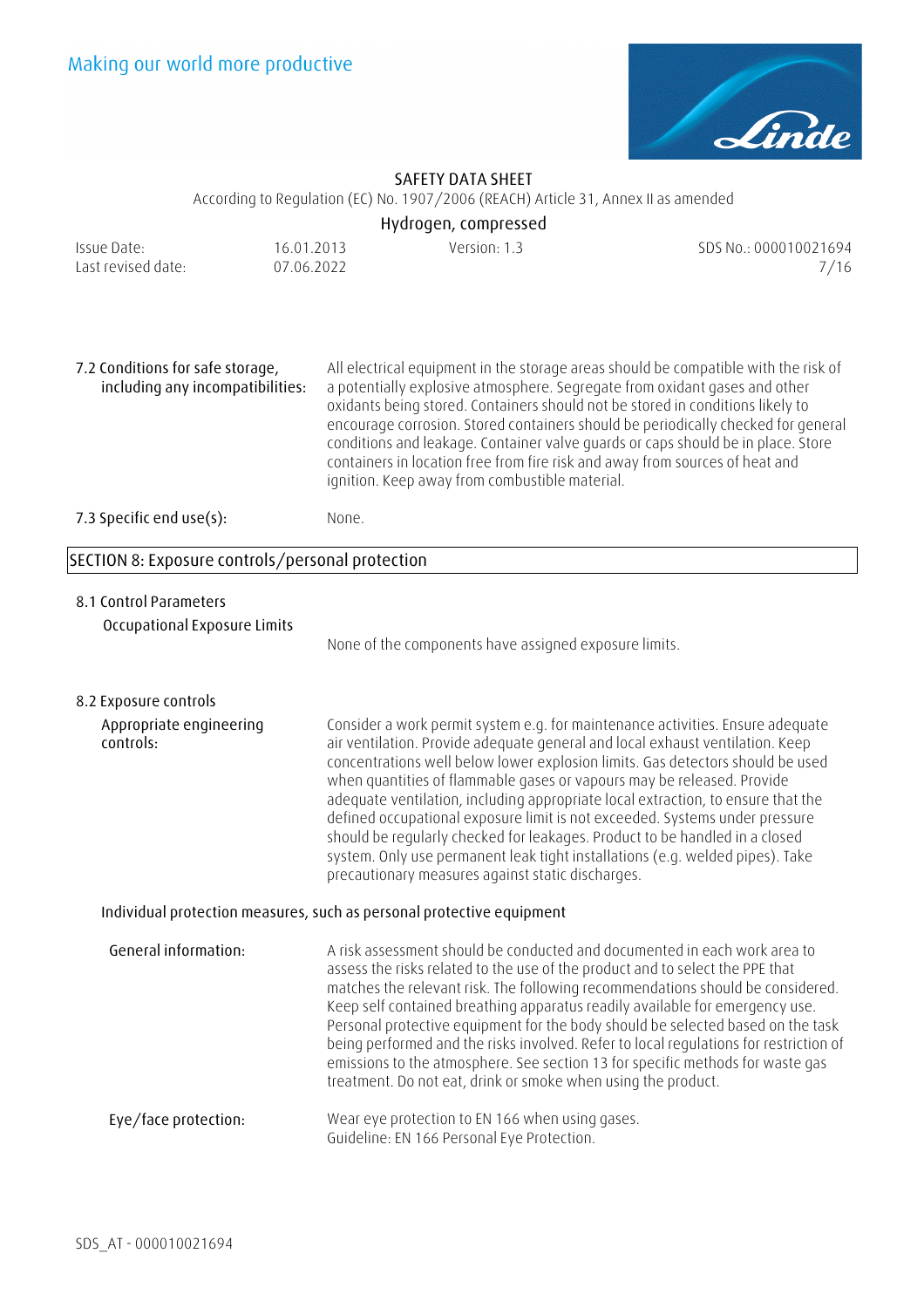**7.2 Conditions for safe storage, including any incompatibilities:** All electrical equipment in the storage areas should be compatible with the risk of a potentially explosive atmosphere. Segregate from oxidant gases and other oxidants being stored. Containers should not be stored in conditions likely to encourage corrosion. Stored containers should be periodically checked for general conditions and leakage. Container valve guards or caps should be in place. Store containers in location free from fire risk and away from sources of heat and ignition. Keep away from combustible material.

**7.3 Specific end use(s):** None.

## SECTION 8: Exposure controls/personal protection

### 8.1 Control Parameters

**Occupational Exposure Limits**

None of the components have assigned exposure limits.

### 8.2 Exposure controls

**Appropriate engineering controls:** Consider a work permit system e.g. for maintenance activities. Ensure adequate air ventilation. Provide adequate general and local exhaust ventilation. Keep concentrations well below lower explosion limits. Gas detectors should be used when quantities of flammable gases or vapours may be released. Provide adequate ventilation, including appropriate local extraction, to ensure that the defined occupational exposure limit is not exceeded. Systems under pressure should be regularly checked for leakages. Product to be handled in a closed system. Only use permanent leak tight installations (e.g. welded pipes). Take precautionary measures against static discharges.

**Individual protection measures, such as personal protective equipment**

**General information:** A risk assessment should be conducted and documented in each work area to assess the risks related to the use of the product and to select the PPE that matches the relevant risk. The following recommendations should be considered. Keep self contained breathing apparatus readily available for emergency use. Personal protective equipment for the body should be selected based on the task being performed and the risks involved. Refer to local regulations for restriction of emissions to the atmosphere. See section 13 for specific methods for waste gas treatment. Do not eat, drink or smoke when using the product.

**Eye/face protection:** Wear eye protection to EN 166 when using gases.
Guideline: EN 166 Personal Eye Protection.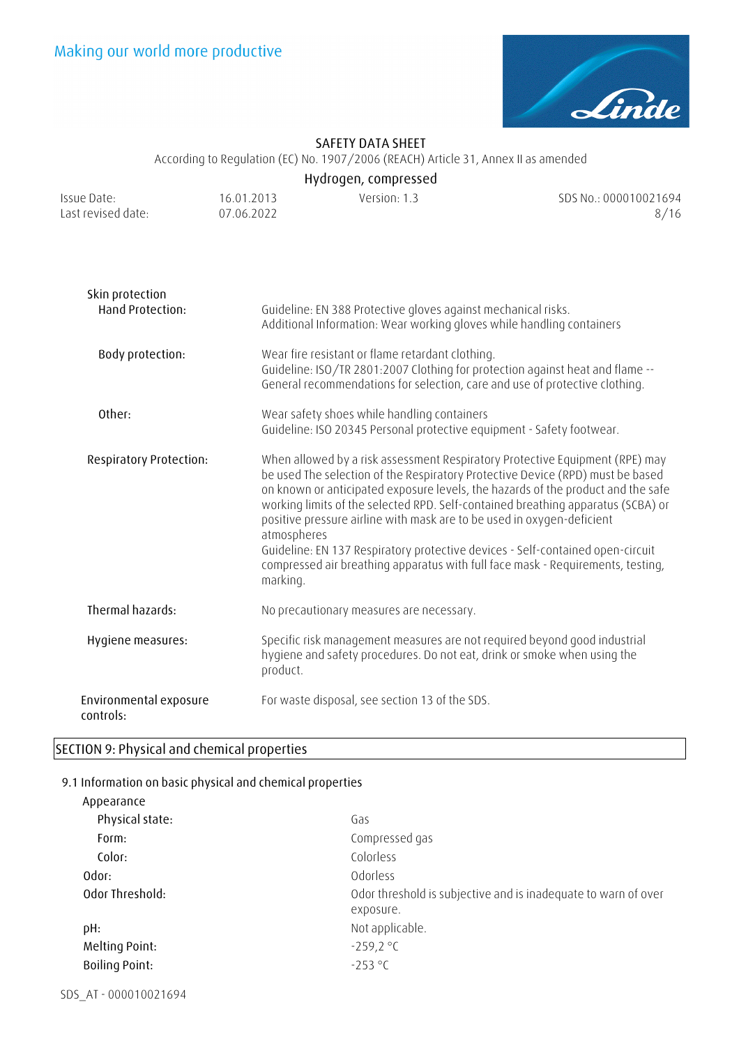Skin protection

**Hand Protection:** Guideline: EN 388 Protective gloves against mechanical risks.
Additional Information: Wear working gloves while handling containers

**Body protection:** Wear fire resistant or flame retardant clothing.
Guideline: ISO/TR 2801:2007 Clothing for protection against heat and flame -- General recommendations for selection, care and use of protective clothing.

**Other:** Wear safety shoes while handling containers
Guideline: ISO 20345 Personal protective equipment - Safety footwear.

**Respiratory Protection:** When allowed by a risk assessment Respiratory Protective Equipment (RPE) may be used The selection of the Respiratory Protective Device (RPD) must be based on known or anticipated exposure levels, the hazards of the product and the safe working limits of the selected RPD. Self-contained breathing apparatus (SCBA) or positive pressure airline with mask are to be used in oxygen-deficient atmospheres
Guideline: EN 137 Respiratory protective devices - Self-contained open-circuit compressed air breathing apparatus with full face mask - Requirements, testing, marking.

**Thermal hazards:** No precautionary measures are necessary.

**Hygiene measures:** Specific risk management measures are not required beyond good industrial hygiene and safety procedures. Do not eat, drink or smoke when using the product.

**Environmental exposure controls:** For waste disposal, see section 13 of the SDS.

## SECTION 9: Physical and chemical properties

### 9.1 Information on basic physical and chemical properties

Appearance

| | |
|---|---|
| Physical state: | Gas |
| Form: | Compressed gas |
| Color: | Colorless |
| Odor: | Odorless |
| Odor Threshold: | Odor threshold is subjective and is inadequate to warn of over exposure. |
| pH: | Not applicable. |
| Melting Point: | -259,2 °C |
| Boiling Point: | -253 °C |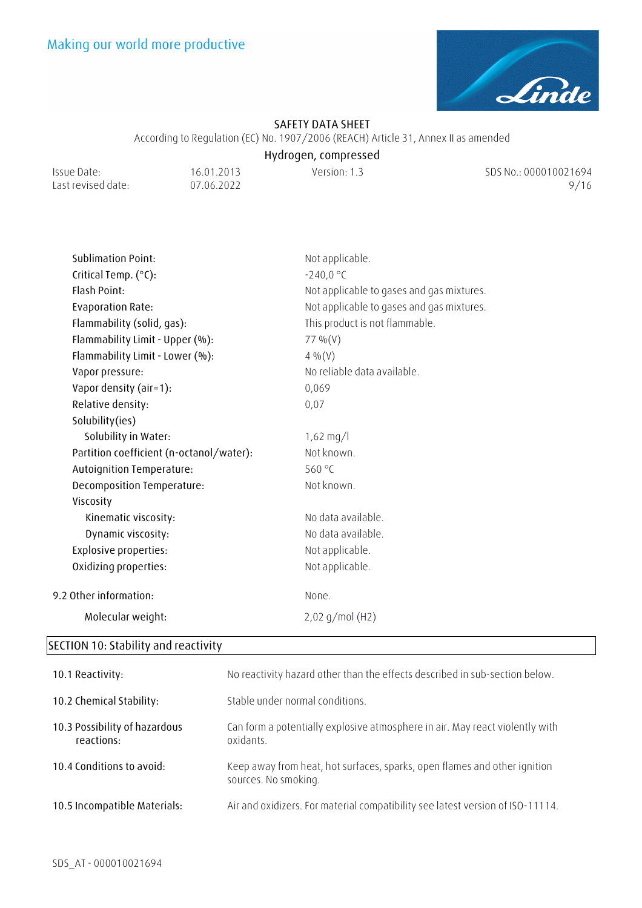| | |
|---|---|
| Sublimation Point: | Not applicable. |
| Critical Temp. (°C): | -240,0 °C |
| Flash Point: | Not applicable to gases and gas mixtures. |
| Evaporation Rate: | Not applicable to gases and gas mixtures. |
| Flammability (solid, gas): | This product is not flammable. |
| Flammability Limit - Upper (%): | 77 %(V) |
| Flammability Limit - Lower (%): | 4 %(V) |
| Vapor pressure: | No reliable data available. |
| Vapor density (air=1): | 0,069 |
| Relative density: | 0,07 |
| Solubility(ies) | |
| Solubility in Water: | 1,62 mg/l |
| Partition coefficient (n-octanol/water): | Not known. |
| Autoignition Temperature: | 560 °C |
| Decomposition Temperature: | Not known. |
| Viscosity | |
| Kinematic viscosity: | No data available. |
| Dynamic viscosity: | No data available. |
| Explosive properties: | Not applicable. |
| Oxidizing properties: | Not applicable. |

**9.2 Other information:** None.

| | |
|---|---|
| Molecular weight: | 2,02 g/mol ($H_2$) |

## SECTION 10: Stability and reactivity

| | |
|---|---|
| 10.1 Reactivity: | No reactivity hazard other than the effects described in sub-section below. |
| 10.2 Chemical Stability: | Stable under normal conditions. |
| 10.3 Possibility of hazardous reactions: | Can form a potentially explosive atmosphere in air. May react violently with oxidants. |
| 10.4 Conditions to avoid: | Keep away from heat, hot surfaces, sparks, open flames and other ignition sources. No smoking. |
| 10.5 Incompatible Materials: | Air and oxidizers. For material compatibility see latest version of ISO-11114. |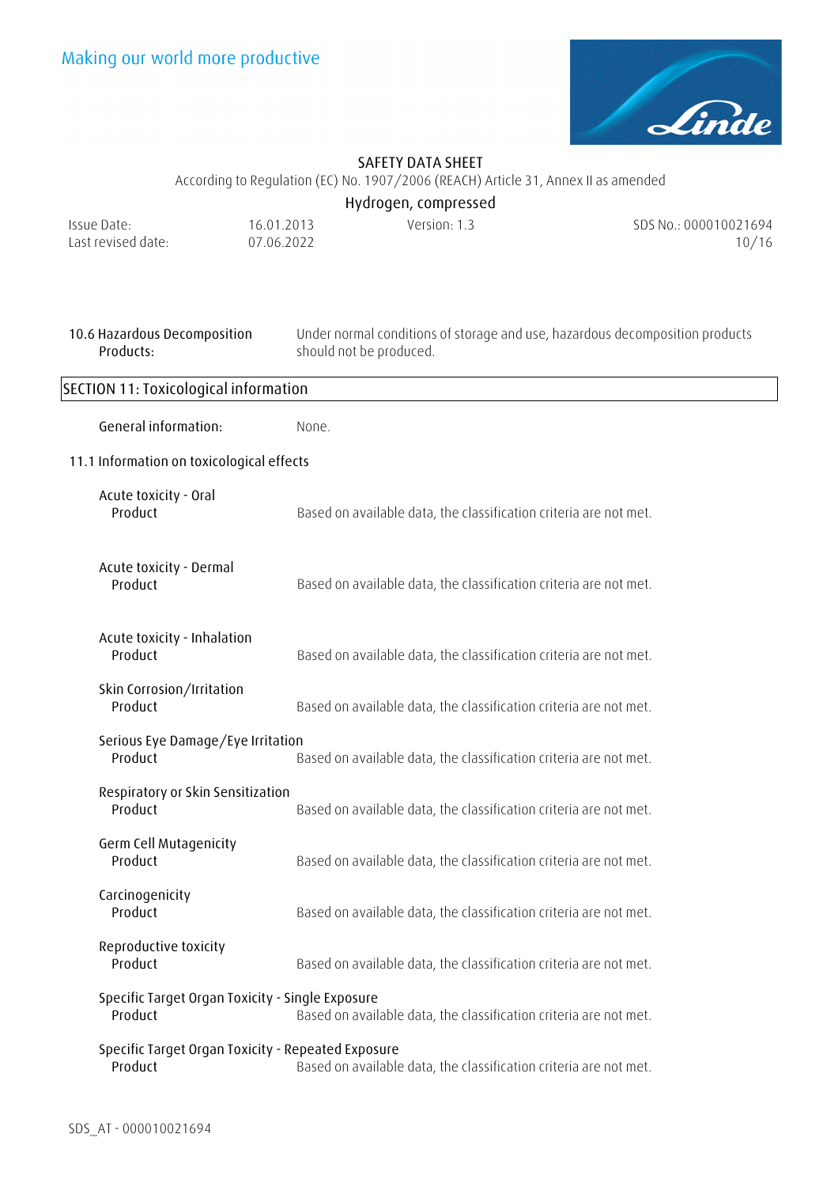**10.6 Hazardous Decomposition Products:** Under normal conditions of storage and use, hazardous decomposition products should not be produced.

## SECTION 11: Toxicological information

**General information:** None.

### 11.1 Information on toxicological effects

**Acute toxicity - Oral**

Product: Based on available data, the classification criteria are not met.

**Acute toxicity - Dermal**

Product: Based on available data, the classification criteria are not met.

**Acute toxicity - Inhalation**

Product: Based on available data, the classification criteria are not met.

**Skin Corrosion/Irritation**

Product: Based on available data, the classification criteria are not met.

**Serious Eye Damage/Eye Irritation**

Product: Based on available data, the classification criteria are not met.

**Respiratory or Skin Sensitization**

Product: Based on available data, the classification criteria are not met.

**Germ Cell Mutagenicity**

Product: Based on available data, the classification criteria are not met.

**Carcinogenicity**

Product: Based on available data, the classification criteria are not met.

**Reproductive toxicity**

Product: Based on available data, the classification criteria are not met.

**Specific Target Organ Toxicity - Single Exposure**

Product: Based on available data, the classification criteria are not met.

**Specific Target Organ Toxicity - Repeated Exposure**

Product: Based on available data, the classification criteria are not met.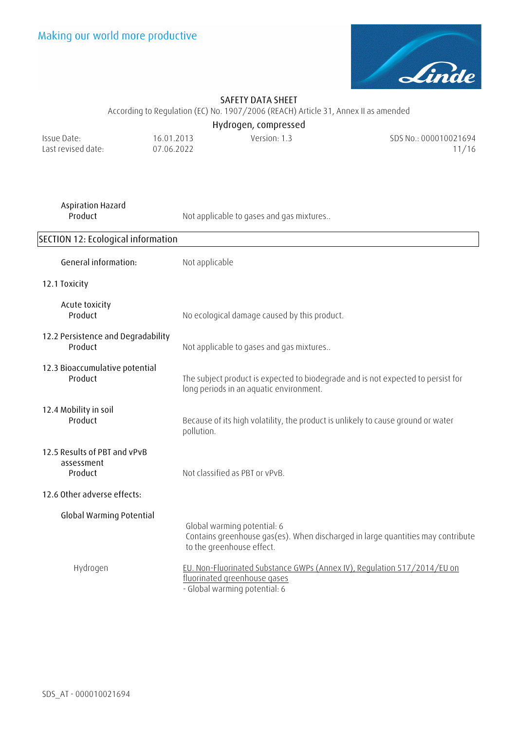Aspiration Hazard

Product — Not applicable to gases and gas mixtures..

## SECTION 12: Ecological information

**General information:** Not applicable

### 12.1 Toxicity

Acute toxicity

Product — No ecological damage caused by this product.

### 12.2 Persistence and Degradability

Product — Not applicable to gases and gas mixtures..

### 12.3 Bioaccumulative potential

Product — The subject product is expected to biodegrade and is not expected to persist for long periods in an aquatic environment.

### 12.4 Mobility in soil

Product — Because of its high volatility, the product is unlikely to cause ground or water pollution.

### 12.5 Results of PBT and vPvB assessment

Product — Not classified as PBT or vPvB.

### 12.6 Other adverse effects:

Global Warming Potential

Global warming potential: 6
Contains greenhouse gas(es). When discharged in large quantities may contribute to the greenhouse effect.

Hydrogen — EU. Non-Fluorinated Substance GWPs (Annex IV), Regulation 517/2014/EU on fluorinated greenhouse gases
- Global warming potential: 6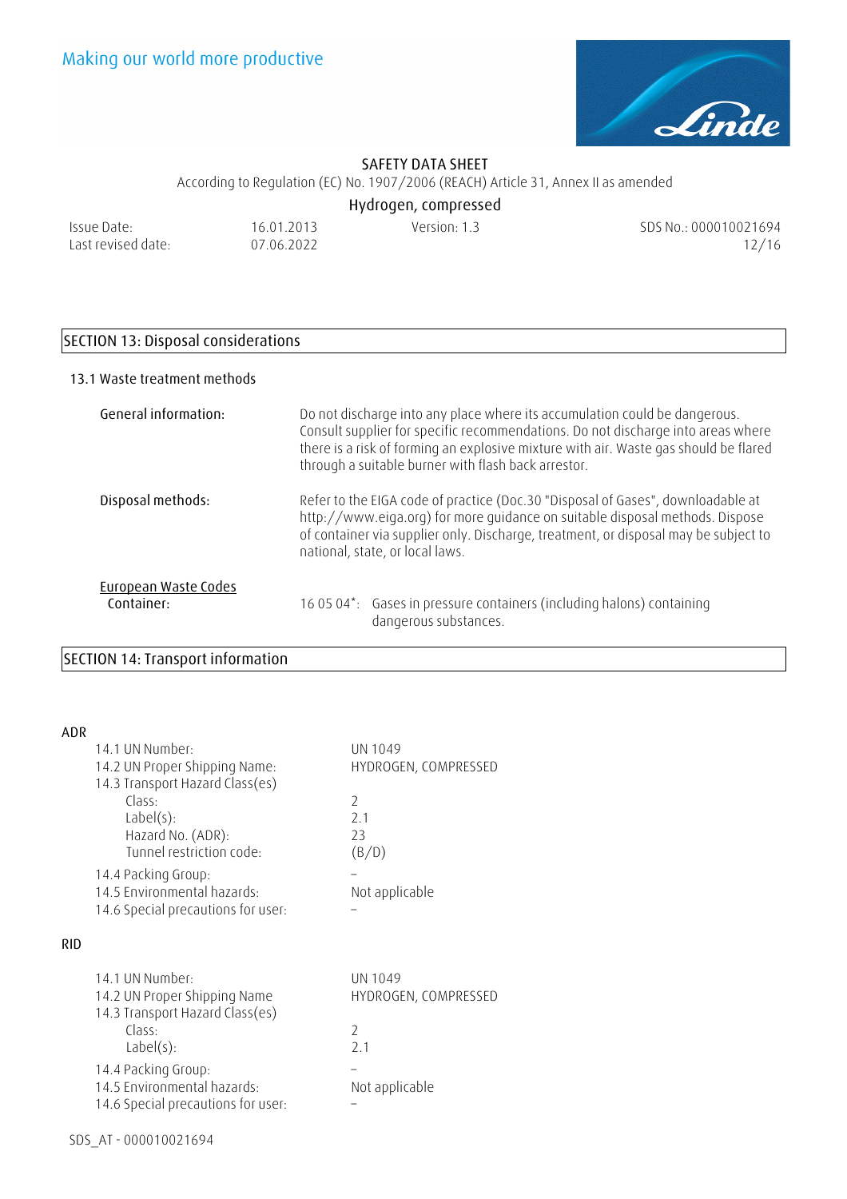## SECTION 13: Disposal considerations

### 13.1 Waste treatment methods

**General information:** Do not discharge into any place where its accumulation could be dangerous. Consult supplier for specific recommendations. Do not discharge into areas where there is a risk of forming an explosive mixture with air. Waste gas should be flared through a suitable burner with flash back arrestor.

**Disposal methods:** Refer to the EIGA code of practice (Doc.30 "Disposal of Gases", downloadable at http://www.eiga.org) for more guidance on suitable disposal methods. Dispose of container via supplier only. Discharge, treatment, or disposal may be subject to national, state, or local laws.

**European Waste Codes**

Container: 16 05 04*: Gases in pressure containers (including halons) containing dangerous substances.

## SECTION 14: Transport information

**ADR**

| | |
|---|---|
| 14.1 UN Number: | UN 1049 |
| 14.2 UN Proper Shipping Name: | HYDROGEN, COMPRESSED |
| 14.3 Transport Hazard Class(es) | |
| Class: | 2 |
| Label(s): | 2.1 |
| Hazard No. (ADR): | 23 |
| Tunnel restriction code: | (B/D) |
| 14.4 Packing Group: | – |
| 14.5 Environmental hazards: | Not applicable |
| 14.6 Special precautions for user: | – |

**RID**

| | |
|---|---|
| 14.1 UN Number: | UN 1049 |
| 14.2 UN Proper Shipping Name | HYDROGEN, COMPRESSED |
| 14.3 Transport Hazard Class(es) | |
| Class: | 2 |
| Label(s): | 2.1 |
| 14.4 Packing Group: | – |
| 14.5 Environmental hazards: | Not applicable |
| 14.6 Special precautions for user: | – |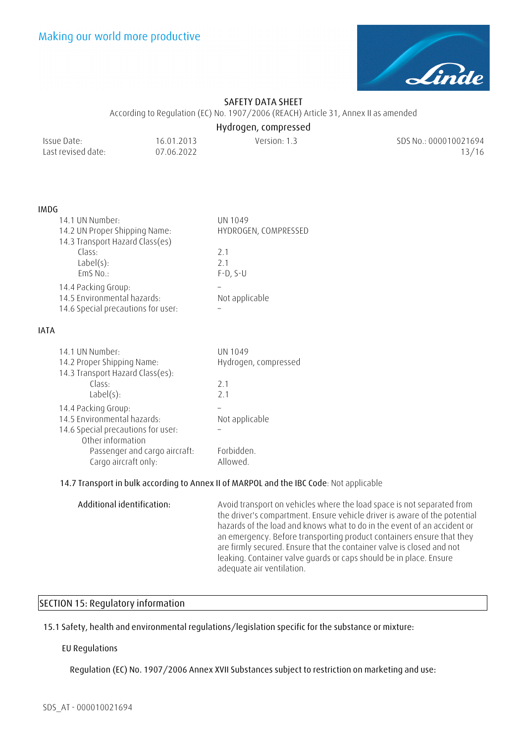**IMDG**

| | |
|---|---|
| 14.1 UN Number: | UN 1049 |
| 14.2 UN Proper Shipping Name: | HYDROGEN, COMPRESSED |
| 14.3 Transport Hazard Class(es) | |
| Class: | 2.1 |
| Label(s): | 2.1 |
| EmS No.: | F-D, S-U |
| 14.4 Packing Group: | – |
| 14.5 Environmental hazards: | Not applicable |
| 14.6 Special precautions for user: | – |

**IATA**

| | |
|---|---|
| 14.1 UN Number: | UN 1049 |
| 14.2 Proper Shipping Name: | Hydrogen, compressed |
| 14.3 Transport Hazard Class(es): | |
| Class: | 2.1 |
| Label(s): | 2.1 |
| 14.4 Packing Group: | – |
| 14.5 Environmental hazards: | Not applicable |
| 14.6 Special precautions for user: | – |
| Other information | |
| Passenger and cargo aircraft: | Forbidden. |
| Cargo aircraft only: | Allowed. |

**14.7 Transport in bulk according to Annex II of MARPOL and the IBC Code**: Not applicable

**Additional identification:** Avoid transport on vehicles where the load space is not separated from the driver's compartment. Ensure vehicle driver is aware of the potential hazards of the load and knows what to do in the event of an accident or an emergency. Before transporting product containers ensure that they are firmly secured. Ensure that the container valve is closed and not leaking. Container valve guards or caps should be in place. Ensure adequate air ventilation.

## SECTION 15: Regulatory information

**15.1 Safety, health and environmental regulations/legislation specific for the substance or mixture:**

**EU Regulations**

**Regulation (EC) No. 1907/2006 Annex XVII Substances subject to restriction on marketing and use:**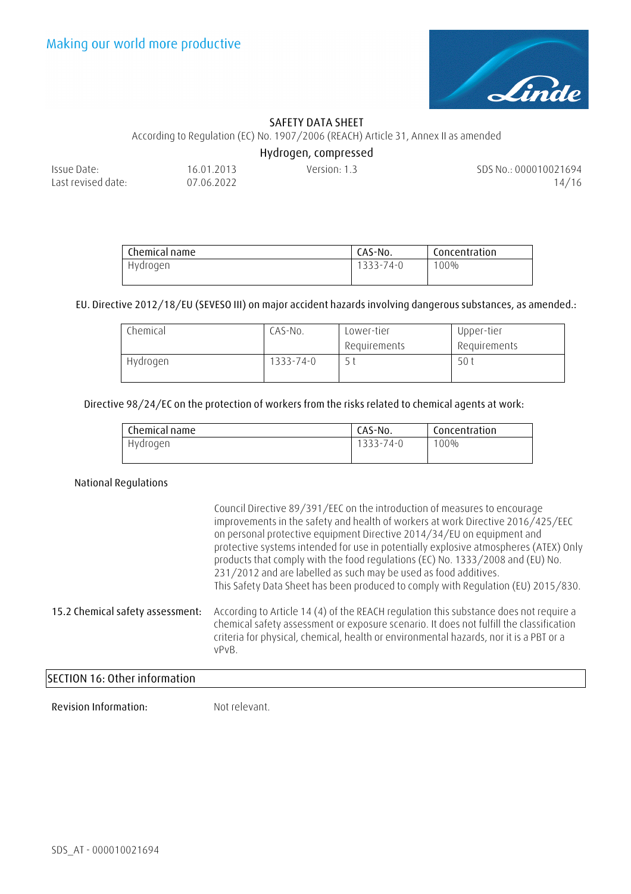| Chemical name | CAS-No. | Concentration |
|---|---|---|
| Hydrogen | 1333-74-0 | 100% |

EU. Directive 2012/18/EU (SEVESO III) on major accident hazards involving dangerous substances, as amended.:

| Chemical | CAS-No. | Lower-tier Requirements | Upper-tier Requirements |
|---|---|---|---|
| Hydrogen | 1333-74-0 | 5 t | 50 t |

Directive 98/24/EC on the protection of workers from the risks related to chemical agents at work:

| Chemical name | CAS-No. | Concentration |
|---|---|---|
| Hydrogen | 1333-74-0 | 100% |

National Regulations

Council Directive 89/391/EEC on the introduction of measures to encourage improvements in the safety and health of workers at work Directive 2016/425/EEC on personal protective equipment Directive 2014/34/EU on equipment and protective systems intended for use in potentially explosive atmospheres (ATEX) Only products that comply with the food regulations (EC) No. 1333/2008 and (EU) No. 231/2012 and are labelled as such may be used as food additives.
This Safety Data Sheet has been produced to comply with Regulation (EU) 2015/830.

**15.2 Chemical safety assessment:** According to Article 14 (4) of the REACH regulation this substance does not require a chemical safety assessment or exposure scenario. It does not fulfill the classification criteria for physical, chemical, health or environmental hazards, nor it is a PBT or a vPvB.

## SECTION 16: Other information

**Revision Information:** Not relevant.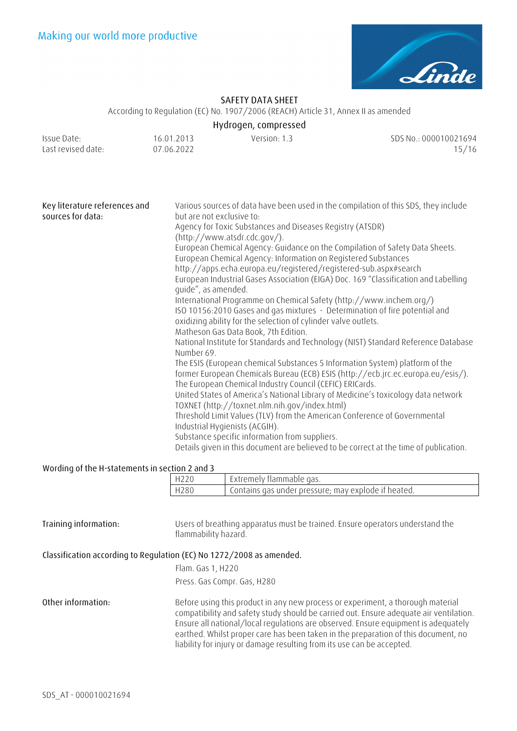**Key literature references and sources for data:**

Various sources of data have been used in the compilation of this SDS, they include but are not exclusive to:
Agency for Toxic Substances and Diseases Registry (ATSDR) (http://www.atsdr.cdc.gov/).
European Chemical Agency: Guidance on the Compilation of Safety Data Sheets.
European Chemical Agency: Information on Registered Substances http://apps.echa.europa.eu/registered/registered-sub.aspx#search
European Industrial Gases Association (EIGA) Doc. 169 "Classification and Labelling guide", as amended.
International Programme on Chemical Safety (http://www.inchem.org/)
ISO 10156:2010 Gases and gas mixtures - Determination of fire potential and oxidizing ability for the selection of cylinder valve outlets.
Matheson Gas Data Book, 7th Edition.
National Institute for Standards and Technology (NIST) Standard Reference Database Number 69.
The ESIS (European chemical Substances 5 Information System) platform of the former European Chemicals Bureau (ECB) ESIS (http://ecb.jrc.ec.europa.eu/esis/).
The European Chemical Industry Council (CEFIC) ERICards.
United States of America's National Library of Medicine's toxicology data network TOXNET (http://toxnet.nlm.nih.gov/index.html)
Threshold Limit Values (TLV) from the American Conference of Governmental Industrial Hygienists (ACGIH).
Substance specific information from suppliers.
Details given in this document are believed to be correct at the time of publication.

**Wording of the H-statements in section 2 and 3**

| | |
|---|---|
| H220 | Extremely flammable gas. |
| H280 | Contains gas under pressure; may explode if heated. |

**Training information:**

Users of breathing apparatus must be trained. Ensure operators understand the flammability hazard.

**Classification according to Regulation (EC) No 1272/2008 as amended.**

Flam. Gas 1, H220

Press. Gas Compr. Gas, H280

**Other information:**

Before using this product in any new process or experiment, a thorough material compatibility and safety study should be carried out. Ensure adequate air ventilation. Ensure all national/local regulations are observed. Ensure equipment is adequately earthed. Whilst proper care has been taken in the preparation of this document, no liability for injury or damage resulting from its use can be accepted.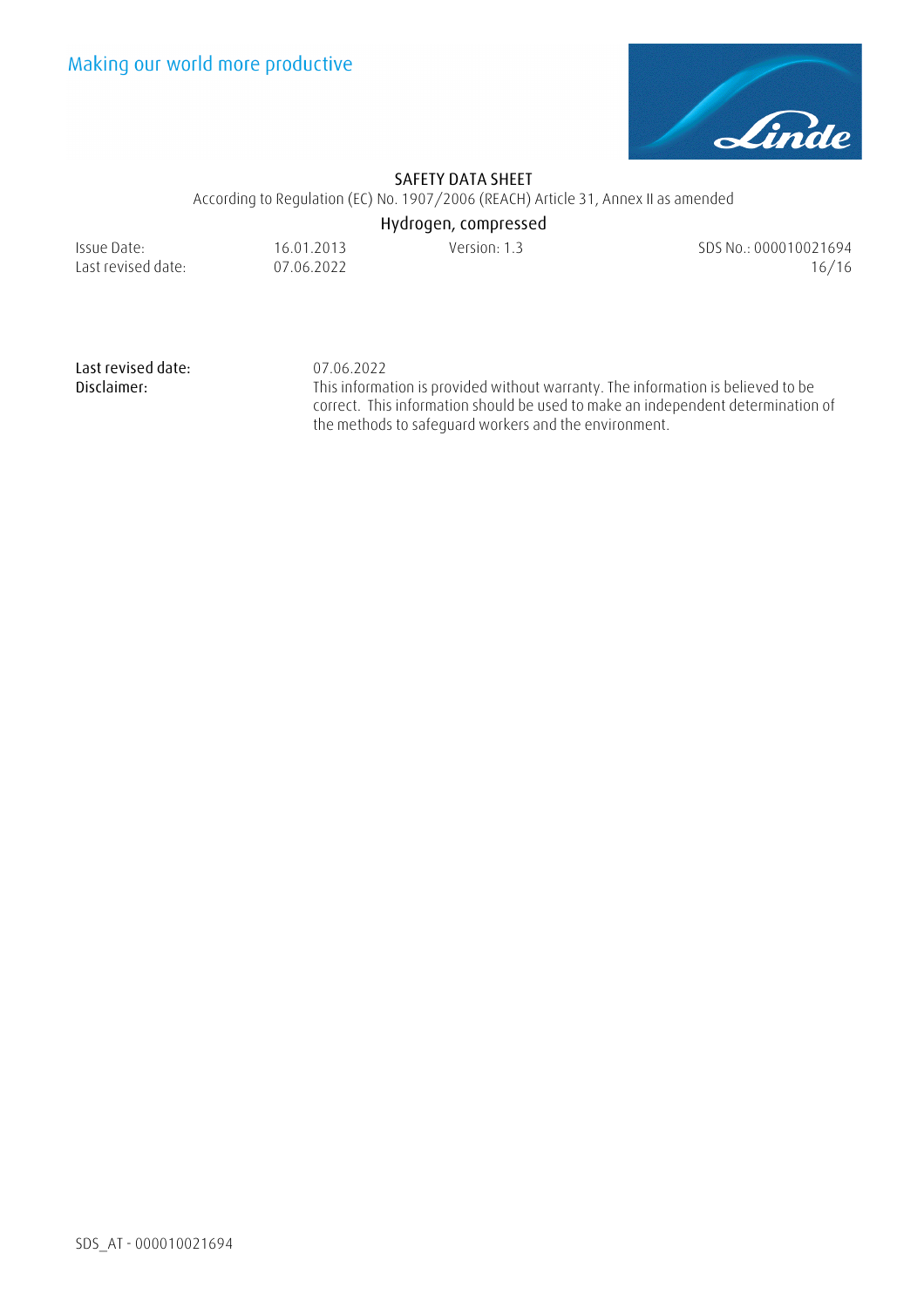| | |
|---|---|
| **Last revised date:** | 07.06.2022 |
| **Disclaimer:** | This information is provided without warranty. The information is believed to be correct. This information should be used to make an independent determination of the methods to safeguard workers and the environment. |